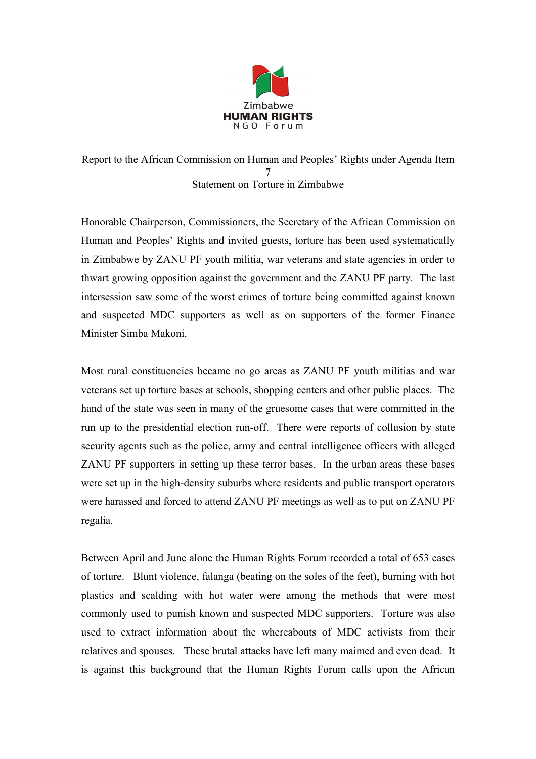Zimbabwe
**HUMAN RIGHTS**
NGO Forum

Report to the African Commission on Human and Peoples' Rights under Agenda Item 7
Statement on Torture in Zimbabwe

Honorable Chairperson, Commissioners, the Secretary of the African Commission on Human and Peoples' Rights and invited guests, torture has been used systematically in Zimbabwe by ZANU PF youth militia, war veterans and state agencies in order to thwart growing opposition against the government and the ZANU PF party. The last intersession saw some of the worst crimes of torture being committed against known and suspected MDC supporters as well as on supporters of the former Finance Minister Simba Makoni.

Most rural constituencies became no go areas as ZANU PF youth militias and war veterans set up torture bases at schools, shopping centers and other public places. The hand of the state was seen in many of the gruesome cases that were committed in the run up to the presidential election run-off. There were reports of collusion by state security agents such as the police, army and central intelligence officers with alleged ZANU PF supporters in setting up these terror bases. In the urban areas these bases were set up in the high-density suburbs where residents and public transport operators were harassed and forced to attend ZANU PF meetings as well as to put on ZANU PF regalia.

Between April and June alone the Human Rights Forum recorded a total of 653 cases of torture. Blunt violence, falanga (beating on the soles of the feet), burning with hot plastics and scalding with hot water were among the methods that were most commonly used to punish known and suspected MDC supporters. Torture was also used to extract information about the whereabouts of MDC activists from their relatives and spouses. These brutal attacks have left many maimed and even dead. It is against this background that the Human Rights Forum calls upon the African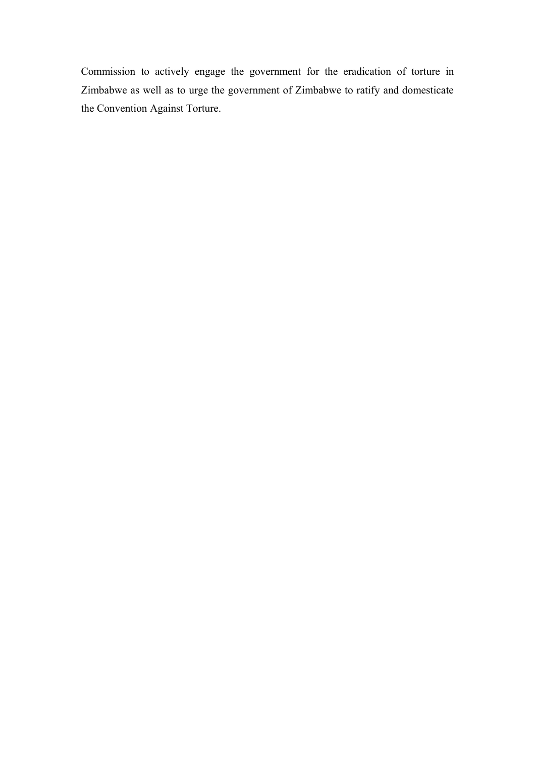Commission to actively engage the government for the eradication of torture in Zimbabwe as well as to urge the government of Zimbabwe to ratify and domesticate the Convention Against Torture.